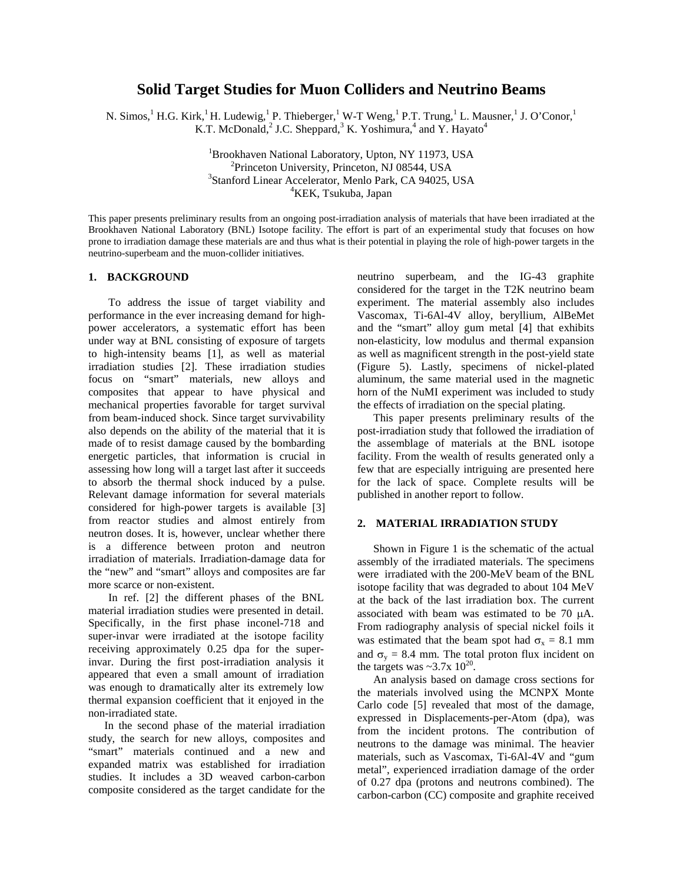# Solid Target Studies for Muon Colliders and Neutrino Beams

N. Simos,[1] H.G. Kirk,[1] H. Ludewig,[1] P. Thieberger,[1] W-T Weng,[1] P.T. Trung,[1] L. Mausner,[1] J. O'Conor,[1] K.T. McDonald,[2] J.C. Sheppard,[3] K. Yoshimura,[4] and Y. Hayato[4]

[1]Brookhaven National Laboratory, Upton, NY 11973, USA
[2]Princeton University, Princeton, NJ 08544, USA
[3]Stanford Linear Accelerator, Menlo Park, CA 94025, USA
[4]KEK, Tsukuba, Japan

This paper presents preliminary results from an ongoing post-irradiation analysis of materials that have been irradiated at the Brookhaven National Laboratory (BNL) Isotope facility. The effort is part of an experimental study that focuses on how prone to irradiation damage these materials are and thus what is their potential in playing the role of high-power targets in the neutrino-superbeam and the muon-collider initiatives.

## 1. BACKGROUND

To address the issue of target viability and performance in the ever increasing demand for high-power accelerators, a systematic effort has been under way at BNL consisting of exposure of targets to high-intensity beams [1], as well as material irradiation studies [2]. These irradiation studies focus on "smart" materials, new alloys and composites that appear to have physical and mechanical properties favorable for target survival from beam-induced shock. Since target survivability also depends on the ability of the material that it is made of to resist damage caused by the bombarding energetic particles, that information is crucial in assessing how long will a target last after it succeeds to absorb the thermal shock induced by a pulse. Relevant damage information for several materials considered for high-power targets is available [3] from reactor studies and almost entirely from neutron doses. It is, however, unclear whether there is a difference between proton and neutron irradiation of materials. Irradiation-damage data for the "new" and "smart" alloys and composites are far more scarce or non-existent.

In ref. [2] the different phases of the BNL material irradiation studies were presented in detail. Specifically, in the first phase inconel-718 and super-invar were irradiated at the isotope facility receiving approximately 0.25 dpa for the super-invar. During the first post-irradiation analysis it appeared that even a small amount of irradiation was enough to dramatically alter its extremely low thermal expansion coefficient that it enjoyed in the non-irradiated state.

In the second phase of the material irradiation study, the search for new alloys, composites and "smart" materials continued and a new and expanded matrix was established for irradiation studies. It includes a 3D weaved carbon-carbon composite considered as the target candidate for the neutrino superbeam, and the IG-43 graphite considered for the target in the T2K neutrino beam experiment. The material assembly also includes Vascomax, Ti-6Al-4V alloy, beryllium, AlBeMet and the "smart" alloy gum metal [4] that exhibits non-elasticity, low modulus and thermal expansion as well as magnificent strength in the post-yield state (Figure 5). Lastly, specimens of nickel-plated aluminum, the same material used in the magnetic horn of the NuMI experiment was included to study the effects of irradiation on the special plating.

This paper presents preliminary results of the post-irradiation study that followed the irradiation of the assemblage of materials at the BNL isotope facility. From the wealth of results generated only a few that are especially intriguing are presented here for the lack of space. Complete results will be published in another report to follow.

## 2. MATERIAL IRRADIATION STUDY

Shown in Figure 1 is the schematic of the actual assembly of the irradiated materials. The specimens were irradiated with the 200-MeV beam of the BNL isotope facility that was degraded to about 104 MeV at the back of the last irradiation box. The current associated with beam was estimated to be 70 μA. From radiography analysis of special nickel foils it was estimated that the beam spot had $\sigma_x$ = 8.1 mm and $\sigma_y$ = 8.4 mm. The total proton flux incident on the targets was ~$3.7 \times 10^{20}$.

An analysis based on damage cross sections for the materials involved using the MCNPX Monte Carlo code [5] revealed that most of the damage, expressed in Displacements-per-Atom (dpa), was from the incident protons. The contribution of neutrons to the damage was minimal. The heavier materials, such as Vascomax, Ti-6Al-4V and "gum metal", experienced irradiation damage of the order of 0.27 dpa (protons and neutrons combined). The carbon-carbon (CC) composite and graphite received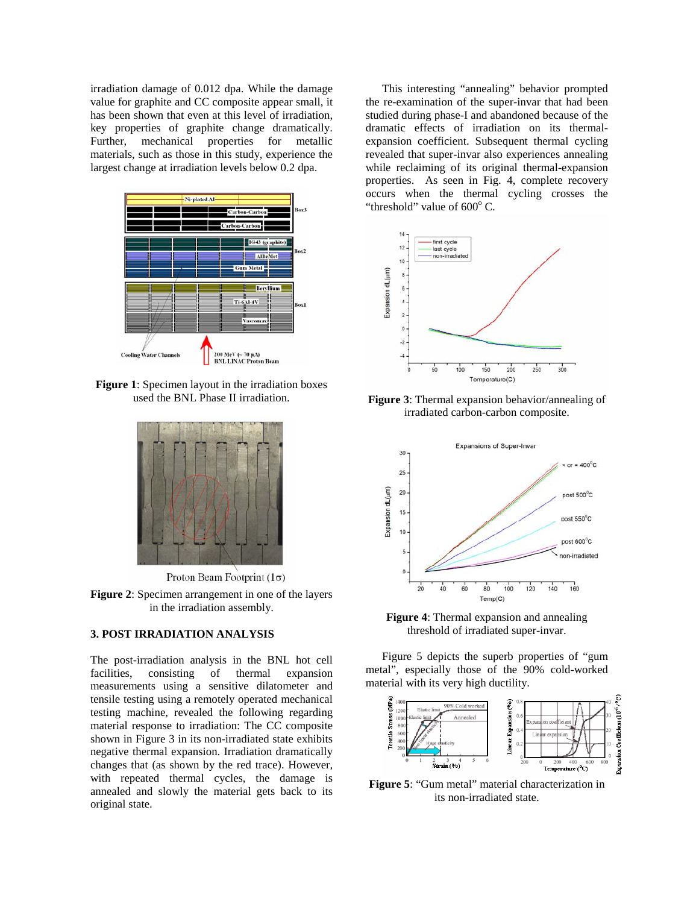irradiation damage of 0.012 dpa. While the damage value for graphite and CC composite appear small, it has been shown that even at this level of irradiation, key properties of graphite change dramatically. Further, mechanical properties for metallic materials, such as those in this study, experience the largest change at irradiation levels below 0.2 dpa.

**Figure 1**: Specimen layout in the irradiation boxes used the BNL Phase II irradiation.

**Figure 2**: Specimen arrangement in one of the layers in the irradiation assembly.

### 3. POST IRRADIATION ANALYSIS

The post-irradiation analysis in the BNL hot cell facilities, consisting of thermal expansion measurements using a sensitive dilatometer and tensile testing using a remotely operated mechanical testing machine, revealed the following regarding material response to irradiation: The CC composite shown in Figure 3 in its non-irradiated state exhibits negative thermal expansion. Irradiation dramatically changes that (as shown by the red trace). However, with repeated thermal cycles, the damage is annealed and slowly the material gets back to its original state.

This interesting "annealing" behavior prompted the re-examination of the super-invar that had been studied during phase-I and abandoned because of the dramatic effects of irradiation on its thermal-expansion coefficient. Subsequent thermal cycling revealed that super-invar also experiences annealing while reclaiming of its original thermal-expansion properties. As seen in Fig. 4, complete recovery occurs when the thermal cycling crosses the "threshold" value of $600^{\circ}$ C.

**Figure 3**: Thermal expansion behavior/annealing of irradiated carbon-carbon composite.

**Figure 4**: Thermal expansion and annealing threshold of irradiated super-invar.

Figure 5 depicts the superb properties of "gum metal", especially those of the 90% cold-worked material with its very high ductility.

**Figure 5**: "Gum metal" material characterization in its non-irradiated state.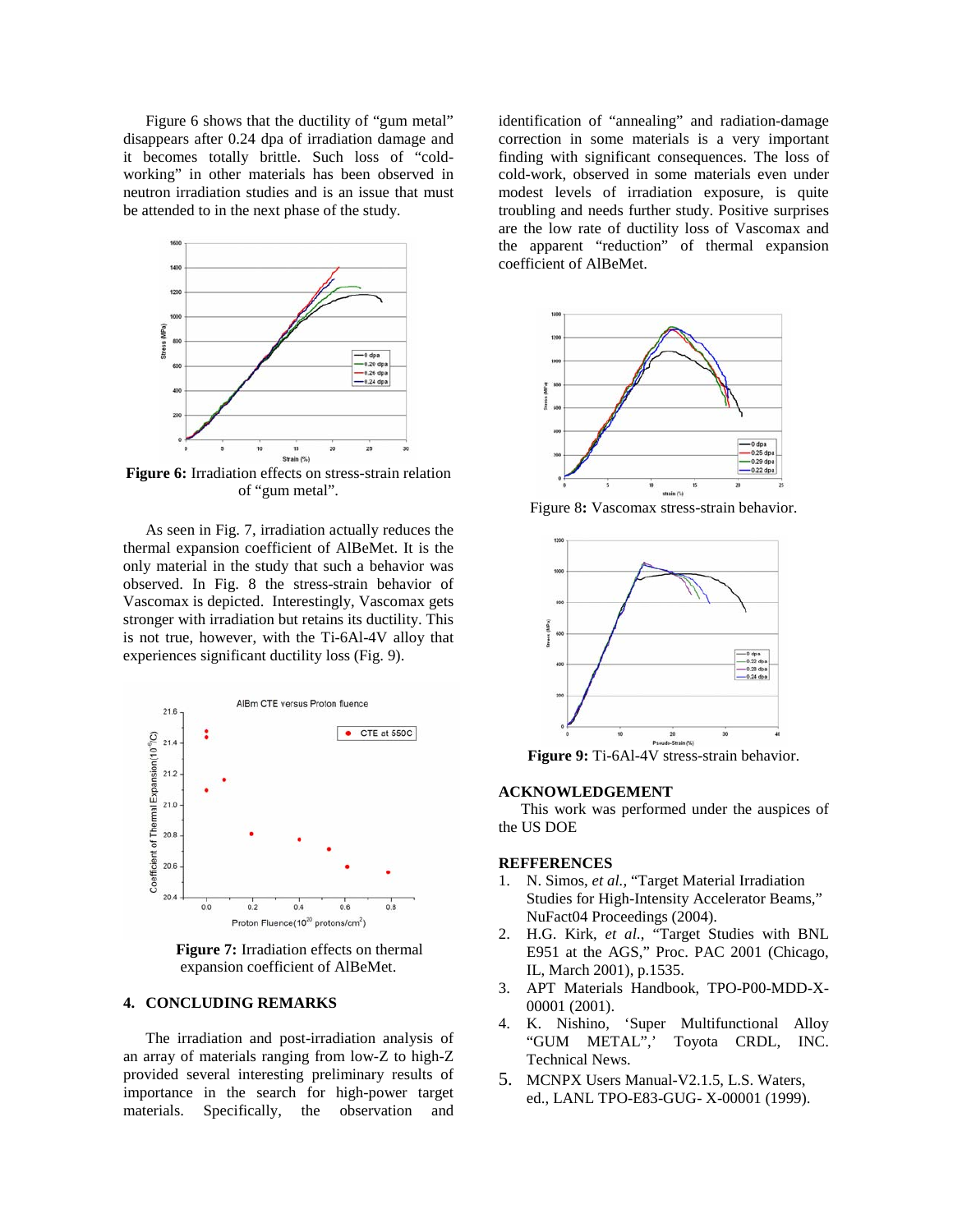Figure 6 shows that the ductility of "gum metal" disappears after 0.24 dpa of irradiation damage and it becomes totally brittle. Such loss of "cold-working" in other materials has been observed in neutron irradiation studies and is an issue that must be attended to in the next phase of the study.

1600
1400
1200
1000
800
600
400
200
0
Stress (MPa)
0 5 10 15 20 25 30
Strain (%)
0 dpa
0.20 dpa
0.26 dpa
0.24 dpa

**Figure 6:** Irradiation effects on stress-strain relation of "gum metal".

As seen in Fig. 7, irradiation actually reduces the thermal expansion coefficient of AlBeMet. It is the only material in the study that such a behavior was observed. In Fig. 8 the stress-strain behavior of Vascomax is depicted. Interestingly, Vascomax gets stronger with irradiation but retains its ductility. This is not true, however, with the Ti-6Al-4V alloy that experiences significant ductility loss (Fig. 9).

AlBm CTE versus Proton fluence
CTE at 550C
Coefficient of Thermal Expansion($10^{-6}$/C)
21.6
21.4
21.2
21.0
20.8
20.6
20.4
0.0 0.2 0.4 0.6 0.8
Proton Fluence($10^{20}$ protons/cm$^2$)

**Figure 7:** Irradiation effects on thermal expansion coefficient of AlBeMet.

## 4. CONCLUDING REMARKS

The irradiation and post-irradiation analysis of an array of materials ranging from low-Z to high-Z provided several interesting preliminary results of importance in the search for high-power target materials. Specifically, the observation and identification of "annealing" and radiation-damage correction in some materials is a very important finding with significant consequences. The loss of cold-work, observed in some materials even under modest levels of irradiation exposure, is quite troubling and needs further study. Positive surprises are the low rate of ductility loss of Vascomax and the apparent "reduction" of thermal expansion coefficient of AlBeMet.

1400
1200
1000
800
600
400
200
0
Stress (MPa)
0 5 10 15 20 25
strain (%)
0 dpa
0.25 dpa
0.29 dpa
0.22 dpa

Figure 8**:** Vascomax stress-strain behavior.

1200
1000
800
600
400
200
0
Stress (MPa)
0 10 20 30 40
Pseudo-Strain (%)
0 dpa
0.22 dpa
0.28 dpa
0.24 dpa

**Figure 9:** Ti-6Al-4V stress-strain behavior.

## ACKNOWLEDGEMENT

This work was performed under the auspices of the US DOE

## REFFERENCES

1. N. Simos, *et al.*, "Target Material Irradiation Studies for High-Intensity Accelerator Beams," NuFact04 Proceedings (2004).
2. H.G. Kirk, *et al.*, "Target Studies with BNL E951 at the AGS," Proc. PAC 2001 (Chicago, IL, March 2001), p.1535.
3. APT Materials Handbook, TPO-P00-MDD-X-00001 (2001).
4. K. Nishino, 'Super Multifunctional Alloy "GUM METAL",' Toyota CRDL, INC. Technical News.
5. MCNPX Users Manual-V2.1.5, L.S. Waters, ed., LANL TPO-E83-GUG- X-00001 (1999).